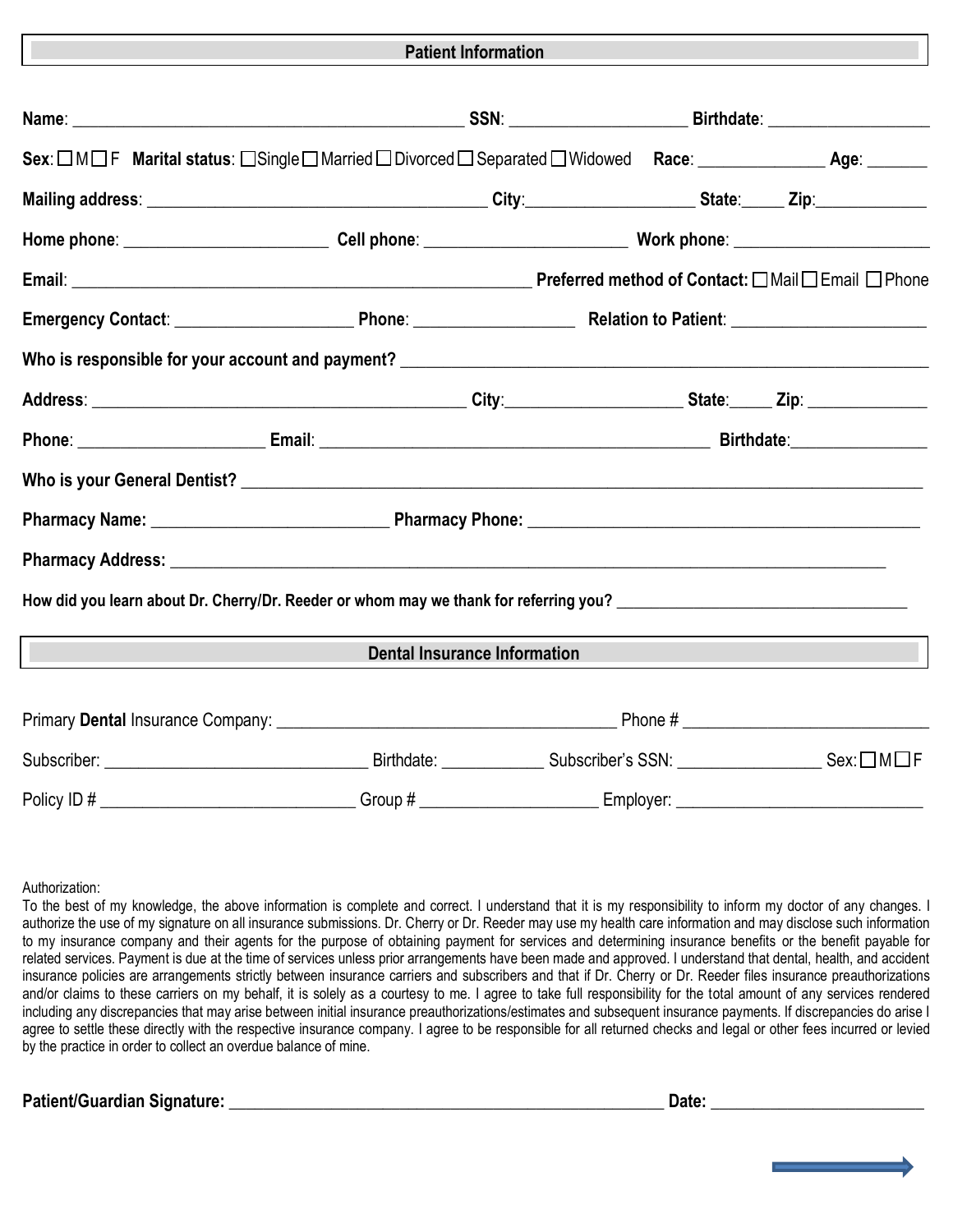## Patient Information

**Name**: ______________________________ **SSN**: ____________________ **Birthdate**: __________________

**Sex**: ☐ M ☐ F **Marital status**: ☐ Single ☐ Married ☐ Divorced ☐ Separated ☐ Widowed **Race**: ______________ **Age**: _______

**Mailing address**: ______________________________________ **City**:___________________ **State**:_____ **Zip**:_____________

**Home phone**: ______________________ **Cell phone**: ______________________ **Work phone**: ______________________

**Email**: __________________________________________________ **Preferred method of Contact:** ☐ Mail ☐ Email ☐ Phone

**Emergency Contact**: ____________________ **Phone**: __________________ **Relation to Patient**: ______________________

**Who is responsible for your account and payment?** ____________________________________________________________

**Address**: ___________________________________________ **City**:____________________ **State**:_____ **Zip**: _____________

**Phone**: ____________________ **Email**: ____________________________________________ **Birthdate**:_______________

**Who is your General Dentist?** ____________________________________________________________________________

**Pharmacy Name:** __________________________ **Pharmacy Phone:** ____________________________________________

**Pharmacy Address:** __________________________________________________________________________________

**How did you learn about Dr. Cherry/Dr. Reeder or whom may we thank for referring you?** __________________________________

## Dental Insurance Information

Primary **Dental** Insurance Company: ______________________________________ Phone # ____________________________

Subscriber: ______________________________ Birthdate: ___________ Subscriber's SSN: ________________ Sex: ☐ M ☐ F

Policy ID # ______________________________ Group # ____________________ Employer: ____________________________

Authorization:

To the best of my knowledge, the above information is complete and correct. I understand that it is my responsibility to inform my doctor of any changes. I authorize the use of my signature on all insurance submissions. Dr. Cherry or Dr. Reeder may use my health care information and may disclose such information to my insurance company and their agents for the purpose of obtaining payment for services and determining insurance benefits or the benefit payable for related services. Payment is due at the time of services unless prior arrangements have been made and approved. I understand that dental, health, and accident insurance policies are arrangements strictly between insurance carriers and subscribers and that if Dr. Cherry or Dr. Reeder files insurance preauthorizations and/or claims to these carriers on my behalf, it is solely as a courtesy to me. I agree to take full responsibility for the total amount of any services rendered including any discrepancies that may arise between initial insurance preauthorizations/estimates and subsequent insurance payments. If discrepancies do arise I agree to settle these directly with the respective insurance company. I agree to be responsible for all returned checks and legal or other fees incurred or levied by the practice in order to collect an overdue balance of mine.

**Patient/Guardian Signature:** ____________________________________________________ **Date:** ________________________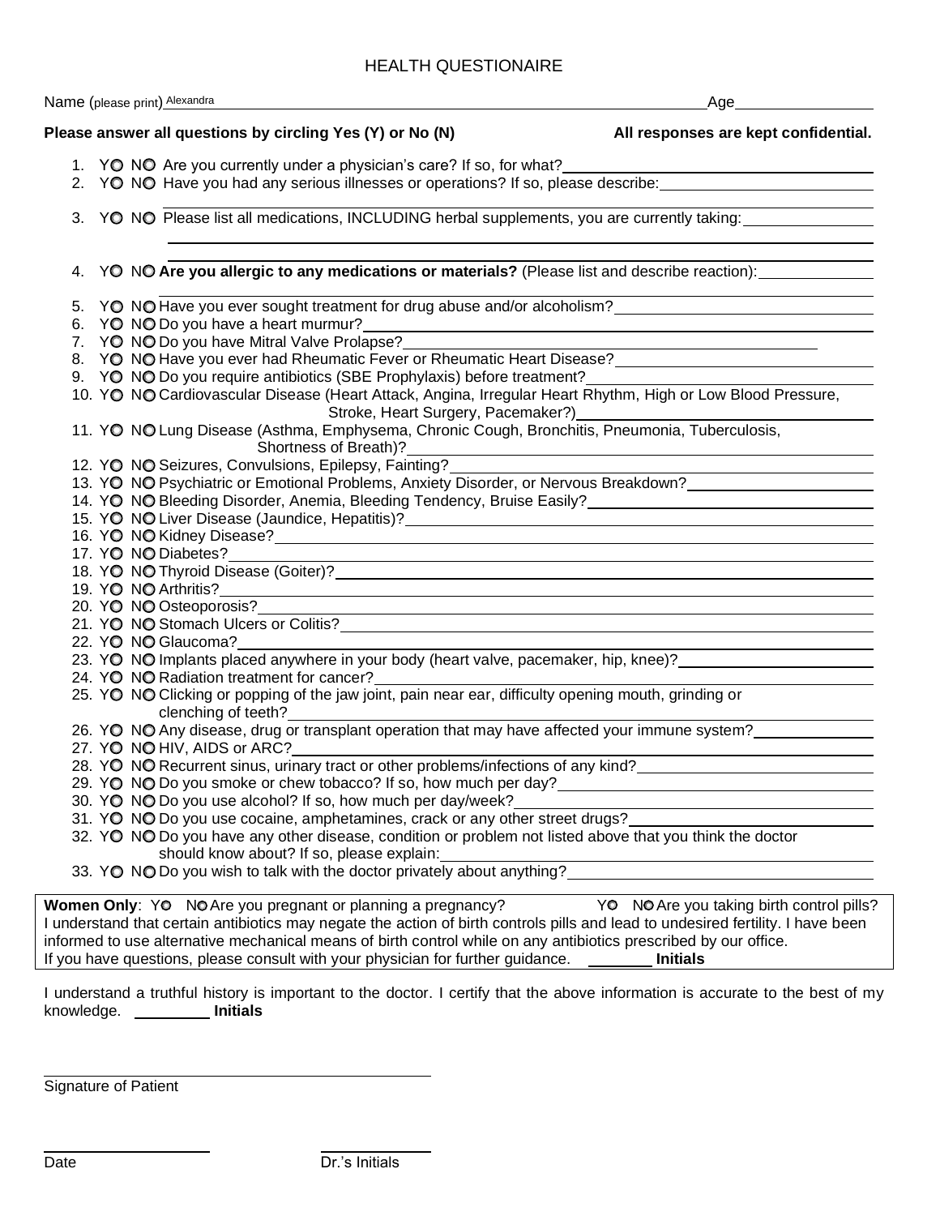# HEALTH QUESTIONAIRE

Name (please print) Alexandra ______________________________ Age ____________

**Please answer all questions by circling Yes (Y) or No (N)** **All responses are kept confidential.**

1. Y○ N○ Are you currently under a physician's care? If so, for what? ____________________
2. Y○ N○ Have you had any serious illnesses or operations? If so, please describe: ____________________
3. Y○ N○ Please list all medications, INCLUDING herbal supplements, you are currently taking: ____________________
4. Y○ N○ **Are you allergic to any medications or materials?** (Please list and describe reaction): ____________________
5. Y○ N○ Have you ever sought treatment for drug abuse and/or alcoholism? ____________________
6. Y○ N○ Do you have a heart murmur? ____________________
7. Y○ N○ Do you have Mitral Valve Prolapse? ____________________
8. Y○ N○ Have you ever had Rheumatic Fever or Rheumatic Heart Disease? ____________________
9. Y○ N○ Do you require antibiotics (SBE Prophylaxis) before treatment? ____________________
10. Y○ N○ Cardiovascular Disease (Heart Attack, Angina, Irregular Heart Rhythm, High or Low Blood Pressure, Stroke, Heart Surgery, Pacemaker?) ____________________
11. Y○ N○ Lung Disease (Asthma, Emphysema, Chronic Cough, Bronchitis, Pneumonia, Tuberculosis, Shortness of Breath)? ____________________
12. Y○ N○ Seizures, Convulsions, Epilepsy, Fainting? ____________________
13. Y○ N○ Psychiatric or Emotional Problems, Anxiety Disorder, or Nervous Breakdown? ____________________
14. Y○ N○ Bleeding Disorder, Anemia, Bleeding Tendency, Bruise Easily? ____________________
15. Y○ N○ Liver Disease (Jaundice, Hepatitis)? ____________________
16. Y○ N○ Kidney Disease? ____________________
17. Y○ N○ Diabetes? ____________________
18. Y○ N○ Thyroid Disease (Goiter)? ____________________
19. Y○ N○ Arthritis? ____________________
20. Y○ N○ Osteoporosis? ____________________
21. Y○ N○ Stomach Ulcers or Colitis? ____________________
22. Y○ N○ Glaucoma? ____________________
23. Y○ N○ Implants placed anywhere in your body (heart valve, pacemaker, hip, knee)? ____________________
24. Y○ N○ Radiation treatment for cancer? ____________________
25. Y○ N○ Clicking or popping of the jaw joint, pain near ear, difficulty opening mouth, grinding or clenching of teeth? ____________________
26. Y○ N○ Any disease, drug or transplant operation that may have affected your immune system? ____________________
27. Y○ N○ HIV, AIDS or ARC? ____________________
28. Y○ N○ Recurrent sinus, urinary tract or other problems/infections of any kind? ____________________
29. Y○ N○ Do you smoke or chew tobacco? If so, how much per day? ____________________
30. Y○ N○ Do you use alcohol? If so, how much per day/week? ____________________
31. Y○ N○ Do you use cocaine, amphetamines, crack or any other street drugs? ____________________
32. Y○ N○ Do you have any other disease, condition or problem not listed above that you think the doctor should know about? If so, please explain: ____________________
33. Y○ N○ Do you wish to talk with the doctor privately about anything? ____________________

**Women Only**: Y○ N○ Are you pregnant or planning a pregnancy? Y○ N○ Are you taking birth control pills?
I understand that certain antibiotics may negate the action of birth controls pills and lead to undesired fertility. I have been informed to use alternative mechanical means of birth control while on any antibiotics prescribed by our office.
If you have questions, please consult with your physician for further guidance. ________ **Initials**

I understand a truthful history is important to the doctor. I certify that the above information is accurate to the best of my knowledge. ________ **Initials**

______________________________
Signature of Patient

____________________ ____________
Date Dr.'s Initials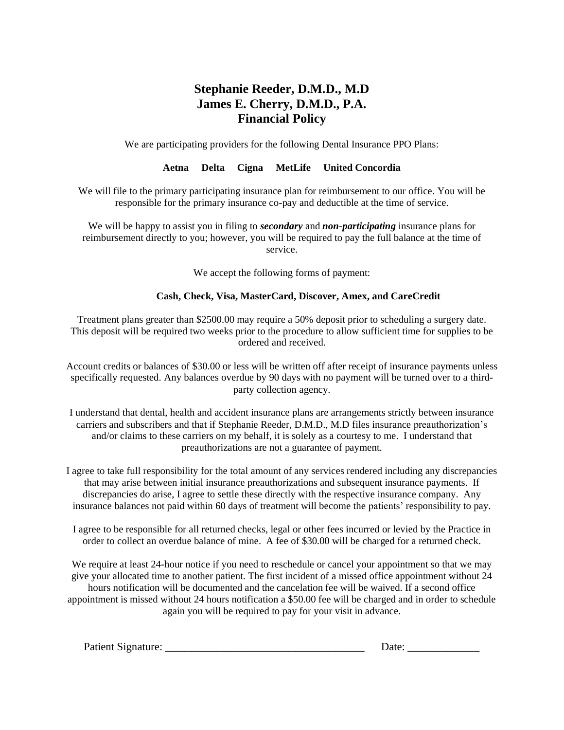# Stephanie Reeder, D.M.D., M.D
# James E. Cherry, D.M.D., P.A.
# Financial Policy

We are participating providers for the following Dental Insurance PPO Plans:

**Aetna Delta Cigna MetLife United Concordia**

We will file to the primary participating insurance plan for reimbursement to our office. You will be responsible for the primary insurance co-pay and deductible at the time of service.

We will be happy to assist you in filing to ***secondary*** and ***non-participating*** insurance plans for reimbursement directly to you; however, you will be required to pay the full balance at the time of service.

We accept the following forms of payment:

**Cash, Check, Visa, MasterCard, Discover, Amex, and CareCredit**

Treatment plans greater than $2500.00 may require a 50% deposit prior to scheduling a surgery date. This deposit will be required two weeks prior to the procedure to allow sufficient time for supplies to be ordered and received.

Account credits or balances of $30.00 or less will be written off after receipt of insurance payments unless specifically requested. Any balances overdue by 90 days with no payment will be turned over to a third-party collection agency.

I understand that dental, health and accident insurance plans are arrangements strictly between insurance carriers and subscribers and that if Stephanie Reeder, D.M.D., M.D files insurance preauthorization's and/or claims to these carriers on my behalf, it is solely as a courtesy to me. I understand that preauthorizations are not a guarantee of payment.

I agree to take full responsibility for the total amount of any services rendered including any discrepancies that may arise between initial insurance preauthorizations and subsequent insurance payments. If discrepancies do arise, I agree to settle these directly with the respective insurance company. Any insurance balances not paid within 60 days of treatment will become the patients' responsibility to pay.

I agree to be responsible for all returned checks, legal or other fees incurred or levied by the Practice in order to collect an overdue balance of mine. A fee of $30.00 will be charged for a returned check.

We require at least 24-hour notice if you need to reschedule or cancel your appointment so that we may give your allocated time to another patient. The first incident of a missed office appointment without 24 hours notification will be documented and the cancelation fee will be waived. If a second office appointment is missed without 24 hours notification a $50.00 fee will be charged and in order to schedule again you will be required to pay for your visit in advance.

Patient Signature: ___________________________________ Date: _____________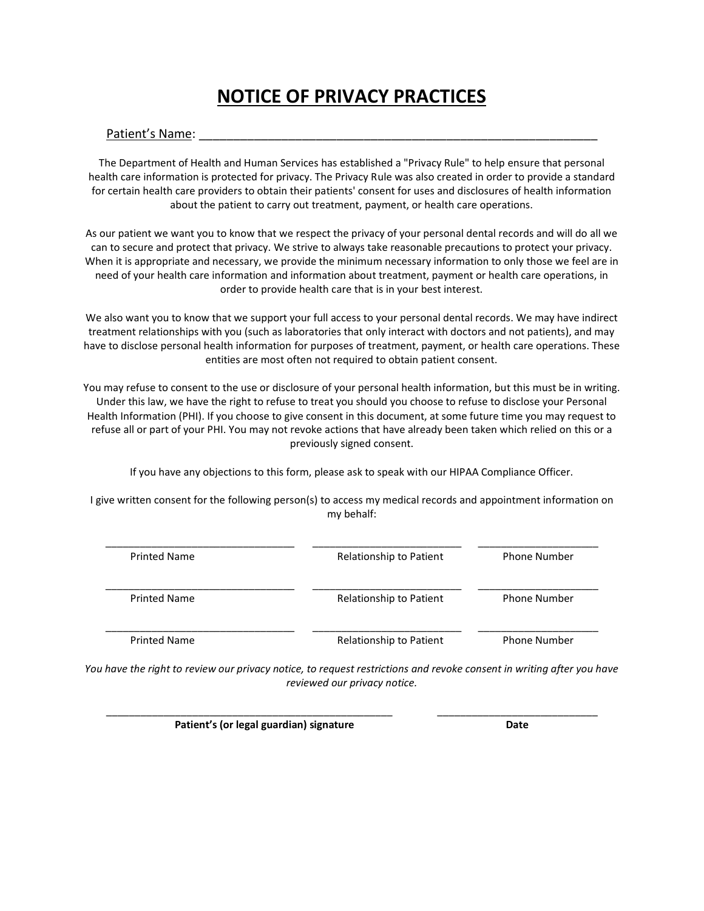# NOTICE OF PRIVACY PRACTICES

Patient's Name: ___________________________________________________________

The Department of Health and Human Services has established a "Privacy Rule" to help ensure that personal health care information is protected for privacy. The Privacy Rule was also created in order to provide a standard for certain health care providers to obtain their patients' consent for uses and disclosures of health information about the patient to carry out treatment, payment, or health care operations.

As our patient we want you to know that we respect the privacy of your personal dental records and will do all we can to secure and protect that privacy. We strive to always take reasonable precautions to protect your privacy. When it is appropriate and necessary, we provide the minimum necessary information to only those we feel are in need of your health care information and information about treatment, payment or health care operations, in order to provide health care that is in your best interest.

We also want you to know that we support your full access to your personal dental records. We may have indirect treatment relationships with you (such as laboratories that only interact with doctors and not patients), and may have to disclose personal health information for purposes of treatment, payment, or health care operations. These entities are most often not required to obtain patient consent.

You may refuse to consent to the use or disclosure of your personal health information, but this must be in writing. Under this law, we have the right to refuse to treat you should you choose to refuse to disclose your Personal Health Information (PHI). If you choose to give consent in this document, at some future time you may request to refuse all or part of your PHI. You may not revoke actions that have already been taken which relied on this or a previously signed consent.

If you have any objections to this form, please ask to speak with our HIPAA Compliance Officer.

I give written consent for the following person(s) to access my medical records and appointment information on my behalf:

| | | |
|---|---|---|
| ______________________________ | ________________________ | ___________________ |
| Printed Name | Relationship to Patient | Phone Number |
| ______________________________ | ________________________ | ___________________ |
| Printed Name | Relationship to Patient | Phone Number |
| ______________________________ | ________________________ | ___________________ |
| Printed Name | Relationship to Patient | Phone Number |

*You have the right to review our privacy notice, to request restrictions and revoke consent in writing after you have reviewed our privacy notice.*

______________________________________________ &nbsp;&nbsp;&nbsp;&nbsp; ___________________________

**Patient's (or legal guardian) signature** &nbsp;&nbsp;&nbsp;&nbsp; **Date**